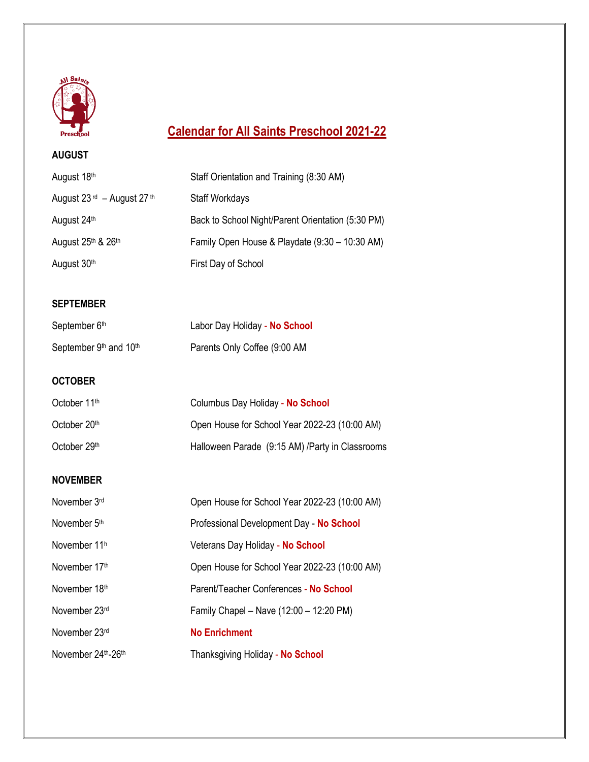# Calendar for All Saints Preschool 2021-22

## AUGUST

| | |
|---|---|
| August 18th | Staff Orientation and Training (8:30 AM) |
| August 23rd – August 27th | Staff Workdays |
| August 24th | Back to School Night/Parent Orientation (5:30 PM) |
| August 25th & 26th | Family Open House & Playdate (9:30 – 10:30 AM) |
| August 30th | First Day of School |

## SEPTEMBER

| | |
|---|---|
| September 6th | Labor Day Holiday - **No School** |
| September 9th and 10th | Parents Only Coffee (9:00 AM |

## OCTOBER

| | |
|---|---|
| October 11th | Columbus Day Holiday - **No School** |
| October 20th | Open House for School Year 2022-23 (10:00 AM) |
| October 29th | Halloween Parade (9:15 AM) /Party in Classrooms |

## NOVEMBER

| | |
|---|---|
| November 3rd | Open House for School Year 2022-23 (10:00 AM) |
| November 5th | Professional Development Day - **No School** |
| November 11h | Veterans Day Holiday - **No School** |
| November 17th | Open House for School Year 2022-23 (10:00 AM) |
| November 18th | Parent/Teacher Conferences - **No School** |
| November 23rd | Family Chapel – Nave (12:00 – 12:20 PM) |
| November 23rd | **No Enrichment** |
| November 24th-26th | Thanksgiving Holiday - **No School** |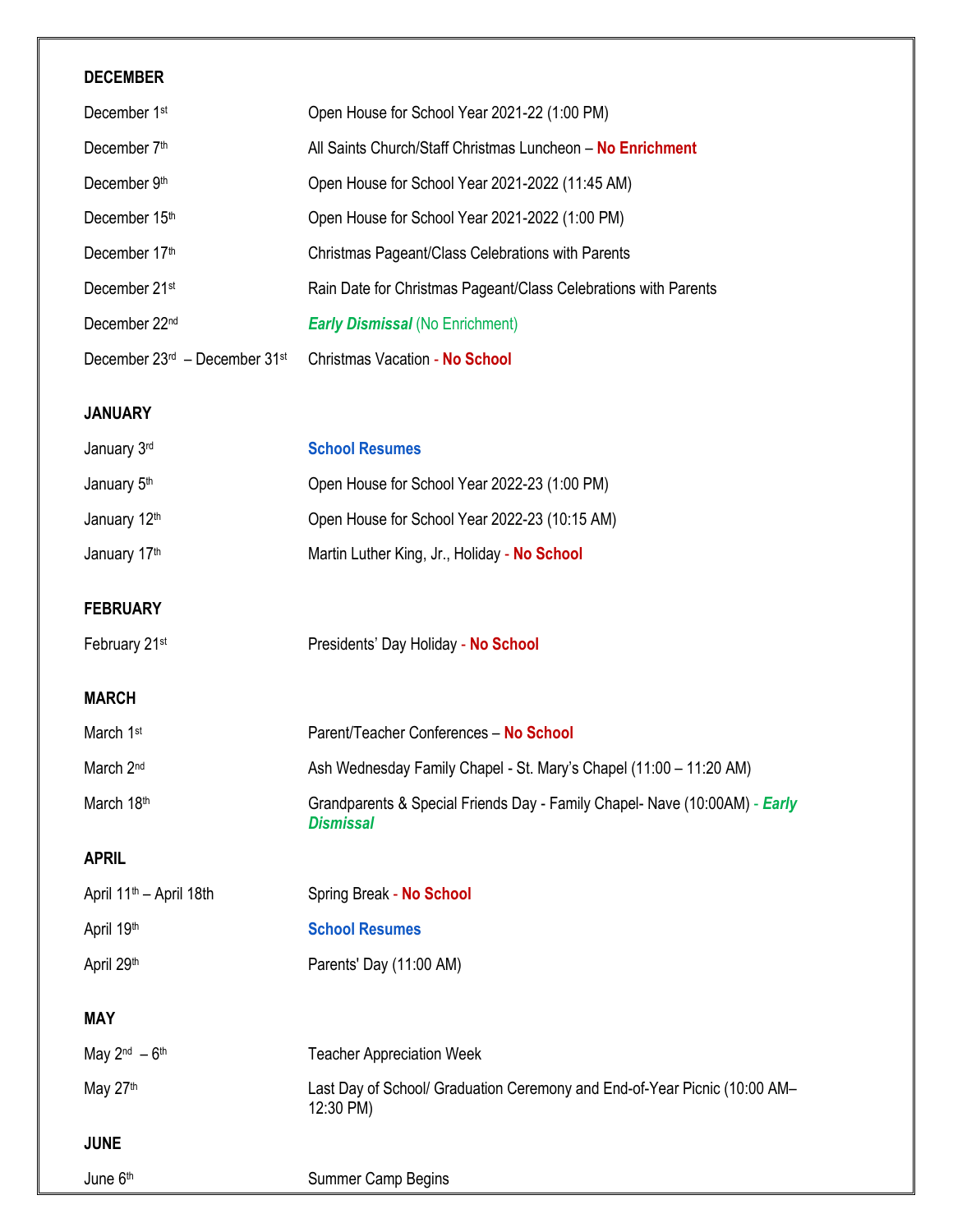## DECEMBER

| | |
|---|---|
| December 1st | Open House for School Year 2021-22 (1:00 PM) |
| December 7th | All Saints Church/Staff Christmas Luncheon – **No Enrichment** |
| December 9th | Open House for School Year 2021-2022 (11:45 AM) |
| December 15th | Open House for School Year 2021-2022 (1:00 PM) |
| December 17th | Christmas Pageant/Class Celebrations with Parents |
| December 21st | Rain Date for Christmas Pageant/Class Celebrations with Parents |
| December 22nd | ***Early Dismissal*** (No Enrichment) |
| December 23rd – December 31st | Christmas Vacation - **No School** |

## JANUARY

| | |
|---|---|
| January 3rd | **School Resumes** |
| January 5th | Open House for School Year 2022-23 (1:00 PM) |
| January 12th | Open House for School Year 2022-23 (10:15 AM) |
| January 17th | Martin Luther King, Jr., Holiday - **No School** |

## FEBRUARY

| | |
|---|---|
| February 21st | Presidents' Day Holiday - **No School** |

## MARCH

| | |
|---|---|
| March 1st | Parent/Teacher Conferences – **No School** |
| March 2nd | Ash Wednesday Family Chapel - St. Mary's Chapel (11:00 – 11:20 AM) |
| March 18th | Grandparents & Special Friends Day - Family Chapel- Nave (10:00AM) - ***Early Dismissal*** |

## APRIL

| | |
|---|---|
| April 11th – April 18th | Spring Break - **No School** |
| April 19th | **School Resumes** |
| April 29th | Parents' Day (11:00 AM) |

## MAY

| | |
|---|---|
| May 2nd – 6th | Teacher Appreciation Week |
| May 27th | Last Day of School/ Graduation Ceremony and End-of-Year Picnic (10:00 AM– 12:30 PM) |

## JUNE

| | |
|---|---|
| June 6th | Summer Camp Begins |